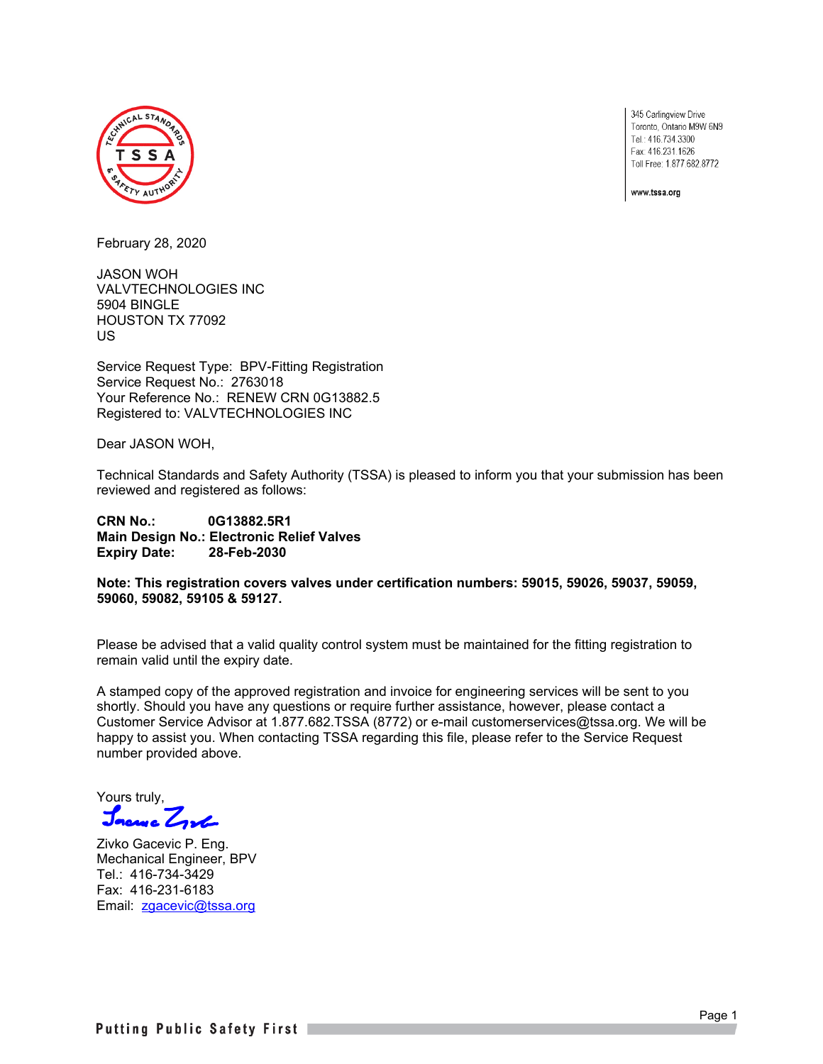345 Carlingview Drive
Toronto, Ontario M9W 6N9
Tel.: 416.734.3300
Fax: 416.231.1626
Toll Free: 1.877.682.8772

www.tssa.org

February 28, 2020

JASON WOH
VALVTECHNOLOGIES INC
5904 BINGLE
HOUSTON TX 77092
US

Service Request Type: BPV-Fitting Registration
Service Request No.: 2763018
Your Reference No.: RENEW CRN 0G13882.5
Registered to: VALVTECHNOLOGIES INC

Dear JASON WOH,

Technical Standards and Safety Authority (TSSA) is pleased to inform you that your submission has been reviewed and registered as follows:

**CRN No.: 0G13882.5R1**
**Main Design No.: Electronic Relief Valves**
**Expiry Date: 28-Feb-2030**

**Note: This registration covers valves under certification numbers: 59015, 59026, 59037, 59059, 59060, 59082, 59105 & 59127.**

Please be advised that a valid quality control system must be maintained for the fitting registration to remain valid until the expiry date.

A stamped copy of the approved registration and invoice for engineering services will be sent to you shortly. Should you have any questions or require further assistance, however, please contact a Customer Service Advisor at 1.877.682.TSSA (8772) or e-mail customerservices@tssa.org. We will be happy to assist you. When contacting TSSA regarding this file, please refer to the Service Request number provided above.

Yours truly,

Zivko Gacevic P. Eng.
Mechanical Engineer, BPV
Tel.: 416-734-3429
Fax: 416-231-6183
Email: zgacevic@tssa.org

Putting Public Safety First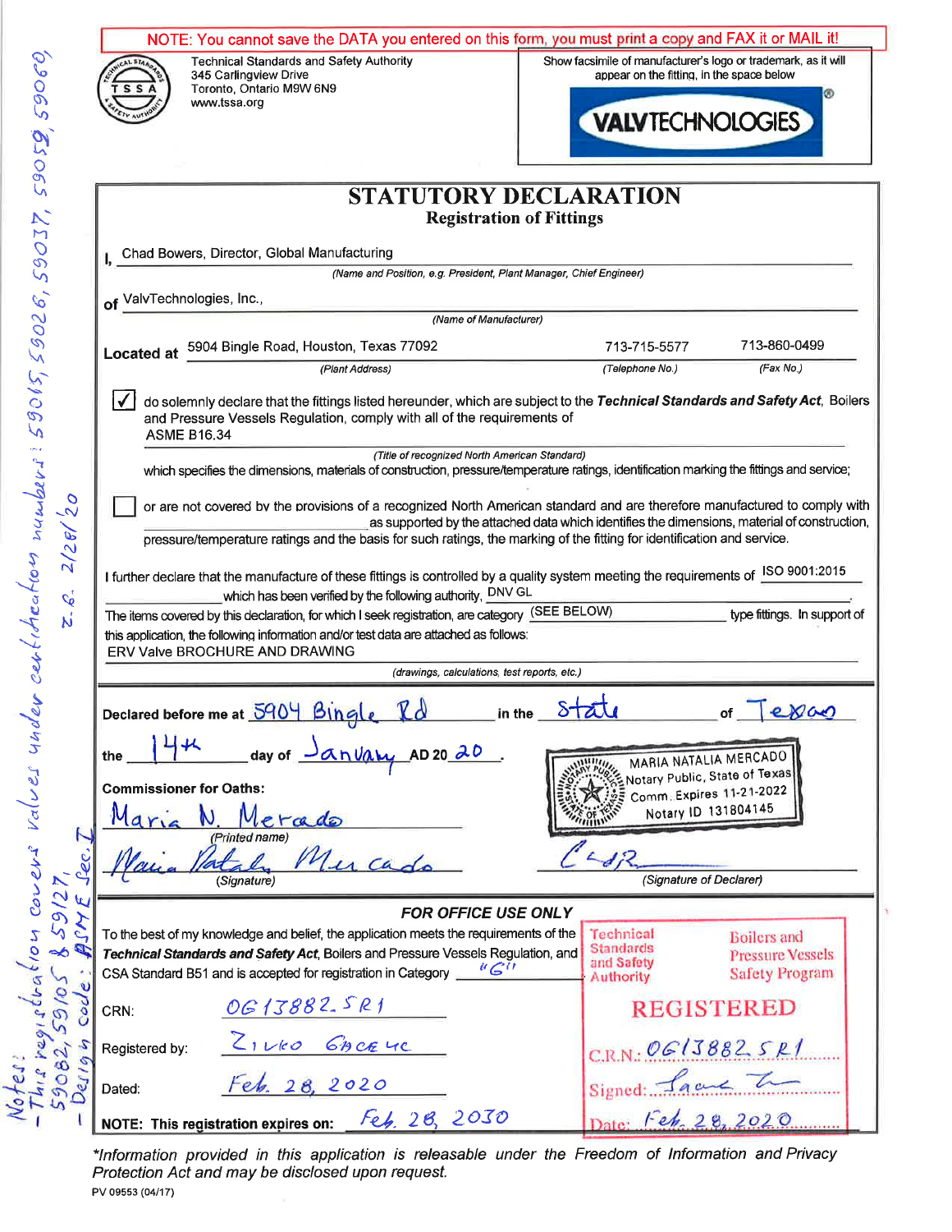NOTE: You cannot save the DATA you entered on this form, you must print a copy and FAX it or MAIL it!

Technical Standards and Safety Authority
345 Carlingview Drive
Toronto, Ontario M9W 6N9
www.tssa.org

Show facsimile of manufacturer's logo or trademark, as it will appear on the fitting, in the space below

VALVTECHNOLOGIES®

# STATUTORY DECLARATION

## Registration of Fittings

I, Chad Bowers, Director, Global Manufacturing
(Name and Position, e.g. President, Plant Manager, Chief Engineer)

of ValvTechnologies, Inc.,
(Name of Manufacturer)

Located at 5904 Bingle Road, Houston, Texas 77092 — 713-715-5577 — 713-860-0499
(Plant Address) (Telephone No.) (Fax No.)

☑ do solemnly declare that the fittings listed hereunder, which are subject to the ***Technical Standards and Safety Act***, Boilers and Pressure Vessels Regulation, comply with all of the requirements of
ASME B16.34
(Title of recognized North American Standard)
which specifies the dimensions, materials of construction, pressure/temperature ratings, identification marking the fittings and service;

☐ or are not covered by the provisions of a recognized North American standard and are therefore manufactured to comply with ______ as supported by the attached data which identifies the dimensions, material of construction, pressure/temperature ratings and the basis for such ratings, the marking of the fitting for identification and service.

I further declare that the manufacture of these fittings is controlled by a quality system meeting the requirements of ISO 9001:2015 which has been verified by the following authority, DNV GL.

The items covered by this declaration, for which I seek registration, are category (SEE BELOW) type fittings. In support of this application, the following information and/or test data are attached as follows:
ERV Valve BROCHURE AND DRAWING
(drawings, calculations, test reports, etc.)

Declared before me at 5904 Bingle Rd in the State of Texas

the 14th day of January AD 20 20.

**Commissioner for Oaths:**

Maria N. Mercado
(Printed name)

[Signature]
(Signature)

MARIA NATALIA MERCADO
Notary Public, State of Texas
Comm. Expires 11-21-2022
Notary ID 131804145

[Signature]
(Signature of Declarer)

### *FOR OFFICE USE ONLY*

To the best of my knowledge and belief, the application meets the requirements of the ***Technical Standards and Safety Act***, Boilers and Pressure Vessels Regulation, and CSA Standard B51 and is accepted for registration in Category "G"

CRN: 0G13882.5R1

Registered by: Zivko Gacevic

Dated: Feb. 28, 2020

**NOTE: This registration expires on:** Feb. 28, 2030

Technical Standards and Safety Authority — Boilers and Pressure Vessels Safety Program
REGISTERED
C.R.N.: 0G13882.5R1
Signed: [Signature]
Date: Feb. 28, 2020

Notes:
- This registration covers valves under certification numbers: 59015, 59026, 59037, 59059, 59060, 59082, 59105 & 59127.
- Design code: ASME Sec. I

Z.G. 2/28/20

*\*Information provided in this application is releasable under the Freedom of Information and Privacy Protection Act and may be disclosed upon request.*

PV 09553 (04/17)